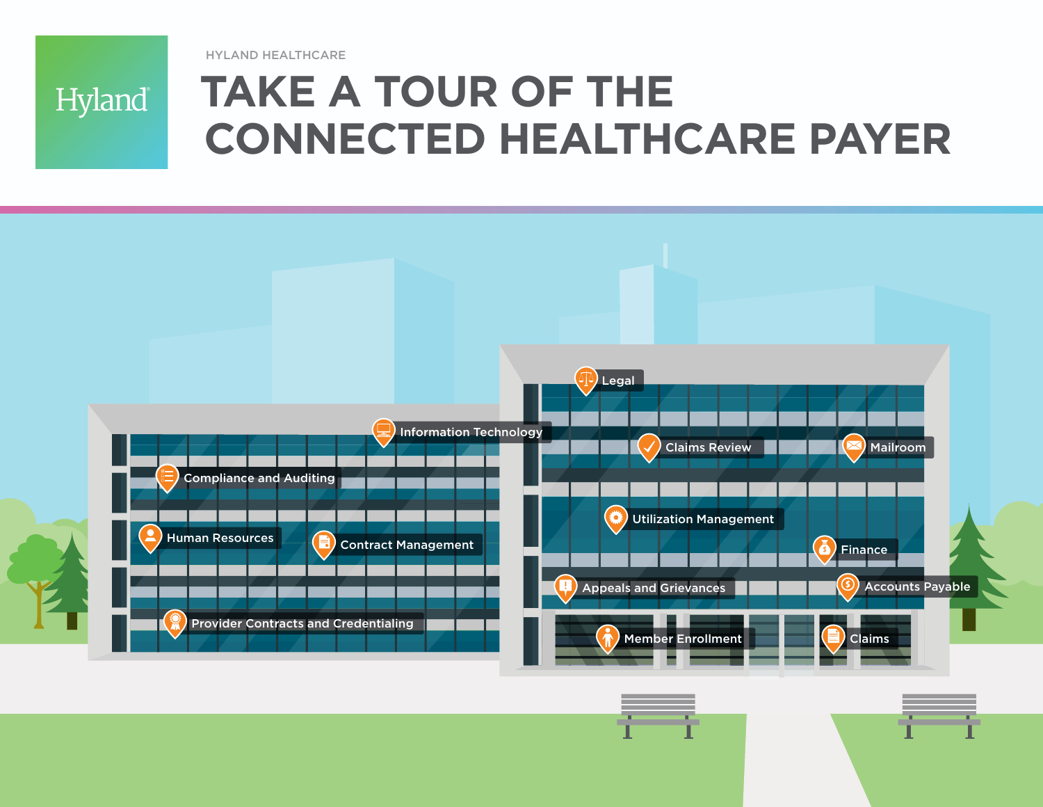Hyland

HYLAND HEALTHCARE

# TAKE A TOUR OF THE CONNECTED HEALTHCARE PAYER

- Legal
- Information Technology
- Claims Review
- Mailroom
- Compliance and Auditing
- Utilization Management
- Human Resources
- Contract Management
- Finance
- Appeals and Grievances
- Accounts Payable
- Provider Contracts and Credentialing
- Member Enrollment
- Claims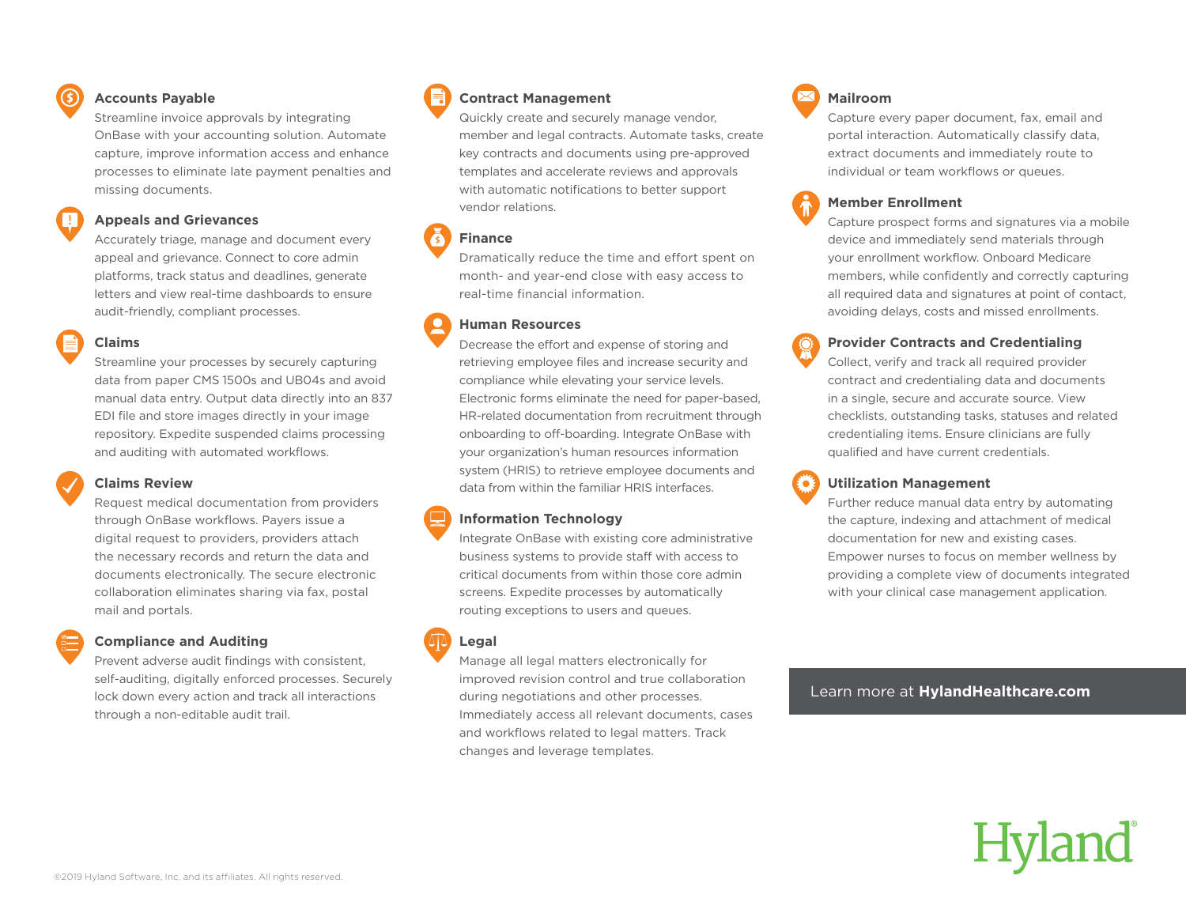### Accounts Payable

Streamline invoice approvals by integrating OnBase with your accounting solution. Automate capture, improve information access and enhance processes to eliminate late payment penalties and missing documents.

### Appeals and Grievances

Accurately triage, manage and document every appeal and grievance. Connect to core admin platforms, track status and deadlines, generate letters and view real-time dashboards to ensure audit-friendly, compliant processes.

### Claims

Streamline your processes by securely capturing data from paper CMS 1500s and UB04s and avoid manual data entry. Output data directly into an 837 EDI file and store images directly in your image repository. Expedite suspended claims processing and auditing with automated workflows.

### Claims Review

Request medical documentation from providers through OnBase workflows. Payers issue a digital request to providers, providers attach the necessary records and return the data and documents electronically. The secure electronic collaboration eliminates sharing via fax, postal mail and portals.

### Compliance and Auditing

Prevent adverse audit findings with consistent, self-auditing, digitally enforced processes. Securely lock down every action and track all interactions through a non-editable audit trail.

### Contract Management

Quickly create and securely manage vendor, member and legal contracts. Automate tasks, create key contracts and documents using pre-approved templates and accelerate reviews and approvals with automatic notifications to better support vendor relations.

### Finance

Dramatically reduce the time and effort spent on month- and year-end close with easy access to real-time financial information.

### Human Resources

Decrease the effort and expense of storing and retrieving employee files and increase security and compliance while elevating your service levels. Electronic forms eliminate the need for paper-based, HR-related documentation from recruitment through onboarding to off-boarding. Integrate OnBase with your organization's human resources information system (HRIS) to retrieve employee documents and data from within the familiar HRIS interfaces.

### Information Technology

Integrate OnBase with existing core administrative business systems to provide staff with access to critical documents from within those core admin screens. Expedite processes by automatically routing exceptions to users and queues.

### Legal

Manage all legal matters electronically for improved revision control and true collaboration during negotiations and other processes. Immediately access all relevant documents, cases and workflows related to legal matters. Track changes and leverage templates.

### Mailroom

Capture every paper document, fax, email and portal interaction. Automatically classify data, extract documents and immediately route to individual or team workflows or queues.

### Member Enrollment

Capture prospect forms and signatures via a mobile device and immediately send materials through your enrollment workflow. Onboard Medicare members, while confidently and correctly capturing all required data and signatures at point of contact, avoiding delays, costs and missed enrollments.

### Provider Contracts and Credentialing

Collect, verify and track all required provider contract and credentialing data and documents in a single, secure and accurate source. View checklists, outstanding tasks, statuses and related credentialing items. Ensure clinicians are fully qualified and have current credentials.

### Utilization Management

Further reduce manual data entry by automating the capture, indexing and attachment of medical documentation for new and existing cases. Empower nurses to focus on member wellness by providing a complete view of documents integrated with your clinical case management application.

Learn more at **HylandHealthcare.com**

Hyland®

©2019 Hyland Software, Inc. and its affiliates. All rights reserved.